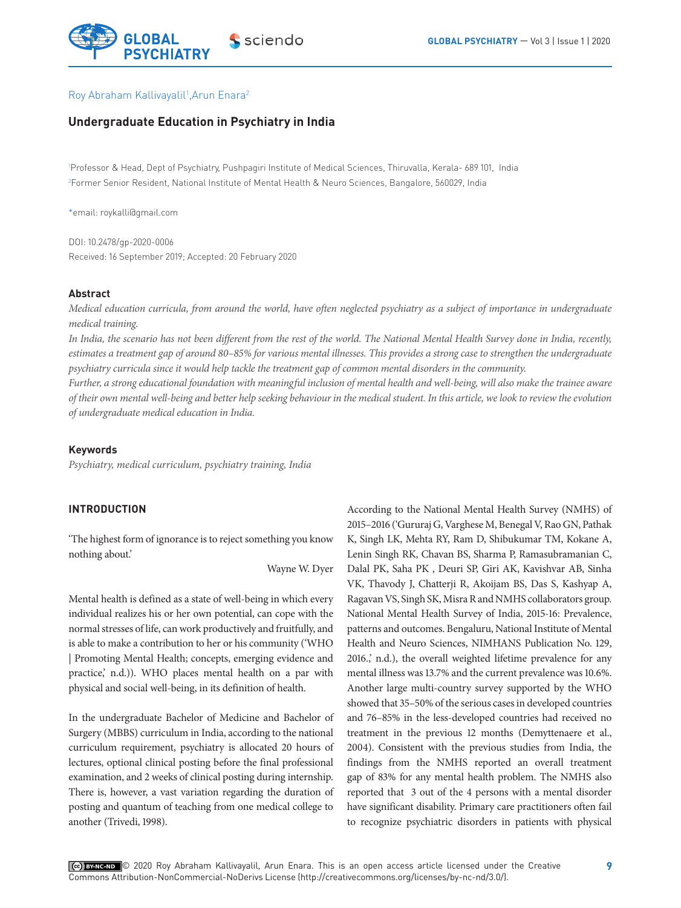Roy Abraham Kallivayalil[1], Arun Enara[2]

# Undergraduate Education in Psychiatry in India

[1]Professor & Head, Dept of Psychiatry, Pushpagiri Institute of Medical Sciences, Thiruvalla, Kerala- 689 101, India
[2]Former Senior Resident, National Institute of Mental Health & Neuro Sciences, Bangalore, 560029, India

*email: roykalli@gmail.com

DOI: 10.2478/gp-2020-0006
Received: 16 September 2019; Accepted: 20 February 2020

## Abstract

*Medical education curricula, from around the world, have often neglected psychiatry as a subject of importance in undergraduate medical training.*

*In India, the scenario has not been different from the rest of the world. The National Mental Health Survey done in India, recently, estimates a treatment gap of around 80–85% for various mental illnesses. This provides a strong case to strengthen the undergraduate psychiatry curricula since it would help tackle the treatment gap of common mental disorders in the community.*

*Further, a strong educational foundation with meaningful inclusion of mental health and well-being, will also make the trainee aware of their own mental well-being and better help seeking behaviour in the medical student. In this article, we look to review the evolution of undergraduate medical education in India.*

## Keywords

*Psychiatry, medical curriculum, psychiatry training, India*

## INTRODUCTION

'The highest form of ignorance is to reject something you know nothing about.'

Wayne W. Dyer

Mental health is defined as a state of well-being in which every individual realizes his or her own potential, can cope with the normal stresses of life, can work productively and fruitfully, and is able to make a contribution to her or his community ('WHO | Promoting Mental Health; concepts, emerging evidence and practice,' n.d.)). WHO places mental health on a par with physical and social well-being, in its definition of health.

In the undergraduate Bachelor of Medicine and Bachelor of Surgery (MBBS) curriculum in India, according to the national curriculum requirement, psychiatry is allocated 20 hours of lectures, optional clinical posting before the final professional examination, and 2 weeks of clinical posting during internship. There is, however, a vast variation regarding the duration of posting and quantum of teaching from one medical college to another (Trivedi, 1998).

According to the National Mental Health Survey (NMHS) of 2015–2016 ('Gururaj G, Varghese M, Benegal V, Rao GN, Pathak K, Singh LK, Mehta RY, Ram D, Shibukumar TM, Kokane A, Lenin Singh RK, Chavan BS, Sharma P, Ramasubramanian C, Dalal PK, Saha PK , Deuri SP, Giri AK, Kavishvar AB, Sinha VK, Thavody J, Chatterji R, Akoijam BS, Das S, Kashyap A, Ragavan VS, Singh SK, Misra R and NMHS collaborators group. National Mental Health Survey of India, 2015-16: Prevalence, patterns and outcomes. Bengaluru, National Institute of Mental Health and Neuro Sciences, NIMHANS Publication No. 129, 2016.,' n.d.), the overall weighted lifetime prevalence for any mental illness was 13.7% and the current prevalence was 10.6%. Another large multi-country survey supported by the WHO showed that 35–50% of the serious cases in developed countries and 76–85% in the less-developed countries had received no treatment in the previous 12 months (Demyttenaere et al., 2004). Consistent with the previous studies from India, the findings from the NMHS reported an overall treatment gap of 83% for any mental health problem. The NMHS also reported that 3 out of the 4 persons with a mental disorder have significant disability. Primary care practitioners often fail to recognize psychiatric disorders in patients with physical

© 2020 Roy Abraham Kallivayalil, Arun Enara. This is an open access article licensed under the Creative Commons Attribution-NonCommercial-NoDerivs License (http://creativecommons.org/licenses/by-nc-nd/3.0/).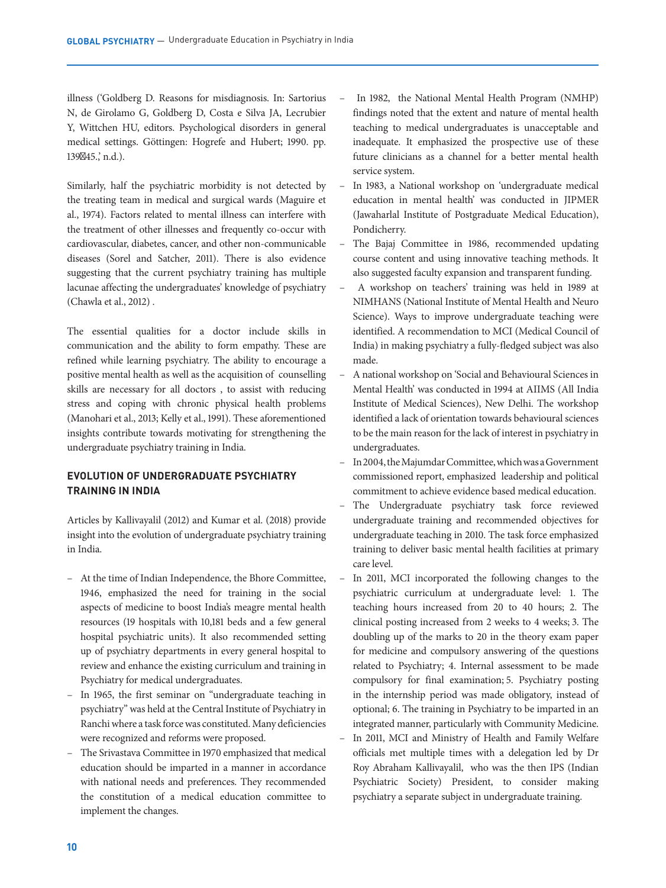illness ('Goldberg D. Reasons for misdiagnosis. In: Sartorius N, de Girolamo G, Goldberg D, Costa e Silva JA, Lecrubier Y, Wittchen HU, editors. Psychological disorders in general medical settings. Göttingen: Hogrefe and Hubert; 1990. pp. 139‑45.,' n.d.).

Similarly, half the psychiatric morbidity is not detected by the treating team in medical and surgical wards (Maguire et al., 1974). Factors related to mental illness can interfere with the treatment of other illnesses and frequently co-occur with cardiovascular, diabetes, cancer, and other non-communicable diseases (Sorel and Satcher, 2011). There is also evidence suggesting that the current psychiatry training has multiple lacunae affecting the undergraduates' knowledge of psychiatry (Chawla et al., 2012) .

The essential qualities for a doctor include skills in communication and the ability to form empathy. These are refined while learning psychiatry. The ability to encourage a positive mental health as well as the acquisition of counselling skills are necessary for all doctors , to assist with reducing stress and coping with chronic physical health problems (Manohari et al., 2013; Kelly et al., 1991). These aforementioned insights contribute towards motivating for strengthening the undergraduate psychiatry training in India.

## EVOLUTION OF UNDERGRADUATE PSYCHIATRY TRAINING IN INDIA

Articles by Kallivayalil (2012) and Kumar et al. (2018) provide insight into the evolution of undergraduate psychiatry training in India.

- At the time of Indian Independence, the Bhore Committee, 1946, emphasized the need for training in the social aspects of medicine to boost India's meagre mental health resources (19 hospitals with 10,181 beds and a few general hospital psychiatric units). It also recommended setting up of psychiatry departments in every general hospital to review and enhance the existing curriculum and training in Psychiatry for medical undergraduates.
- In 1965, the first seminar on "undergraduate teaching in psychiatry" was held at the Central Institute of Psychiatry in Ranchi where a task force was constituted. Many deficiencies were recognized and reforms were proposed.
- The Srivastava Committee in 1970 emphasized that medical education should be imparted in a manner in accordance with national needs and preferences. They recommended the constitution of a medical education committee to implement the changes.
- In 1982, the National Mental Health Program (NMHP) findings noted that the extent and nature of mental health teaching to medical undergraduates is unacceptable and inadequate. It emphasized the prospective use of these future clinicians as a channel for a better mental health service system.
- In 1983, a National workshop on 'undergraduate medical education in mental health' was conducted in JIPMER (Jawaharlal Institute of Postgraduate Medical Education), Pondicherry.
- The Bajaj Committee in 1986, recommended updating course content and using innovative teaching methods. It also suggested faculty expansion and transparent funding.
- A workshop on teachers' training was held in 1989 at NIMHANS (National Institute of Mental Health and Neuro Science). Ways to improve undergraduate teaching were identified. A recommendation to MCI (Medical Council of India) in making psychiatry a fully-fledged subject was also made.
- A national workshop on 'Social and Behavioural Sciences in Mental Health' was conducted in 1994 at AIIMS (All India Institute of Medical Sciences), New Delhi. The workshop identified a lack of orientation towards behavioural sciences to be the main reason for the lack of interest in psychiatry in undergraduates.
- In 2004, the Majumdar Committee, which was a Government commissioned report, emphasized leadership and political commitment to achieve evidence based medical education.
- The Undergraduate psychiatry task force reviewed undergraduate training and recommended objectives for undergraduate teaching in 2010. The task force emphasized training to deliver basic mental health facilities at primary care level.
- In 2011, MCI incorporated the following changes to the psychiatric curriculum at undergraduate level: 1. The teaching hours increased from 20 to 40 hours; 2. The clinical posting increased from 2 weeks to 4 weeks; 3. The doubling up of the marks to 20 in the theory exam paper for medicine and compulsory answering of the questions related to Psychiatry; 4. Internal assessment to be made compulsory for final examination; 5. Psychiatry posting in the internship period was made obligatory, instead of optional; 6. The training in Psychiatry to be imparted in an integrated manner, particularly with Community Medicine.
- In 2011, MCI and Ministry of Health and Family Welfare officials met multiple times with a delegation led by Dr Roy Abraham Kallivayalil, who was the then IPS (Indian Psychiatric Society) President, to consider making psychiatry a separate subject in undergraduate training.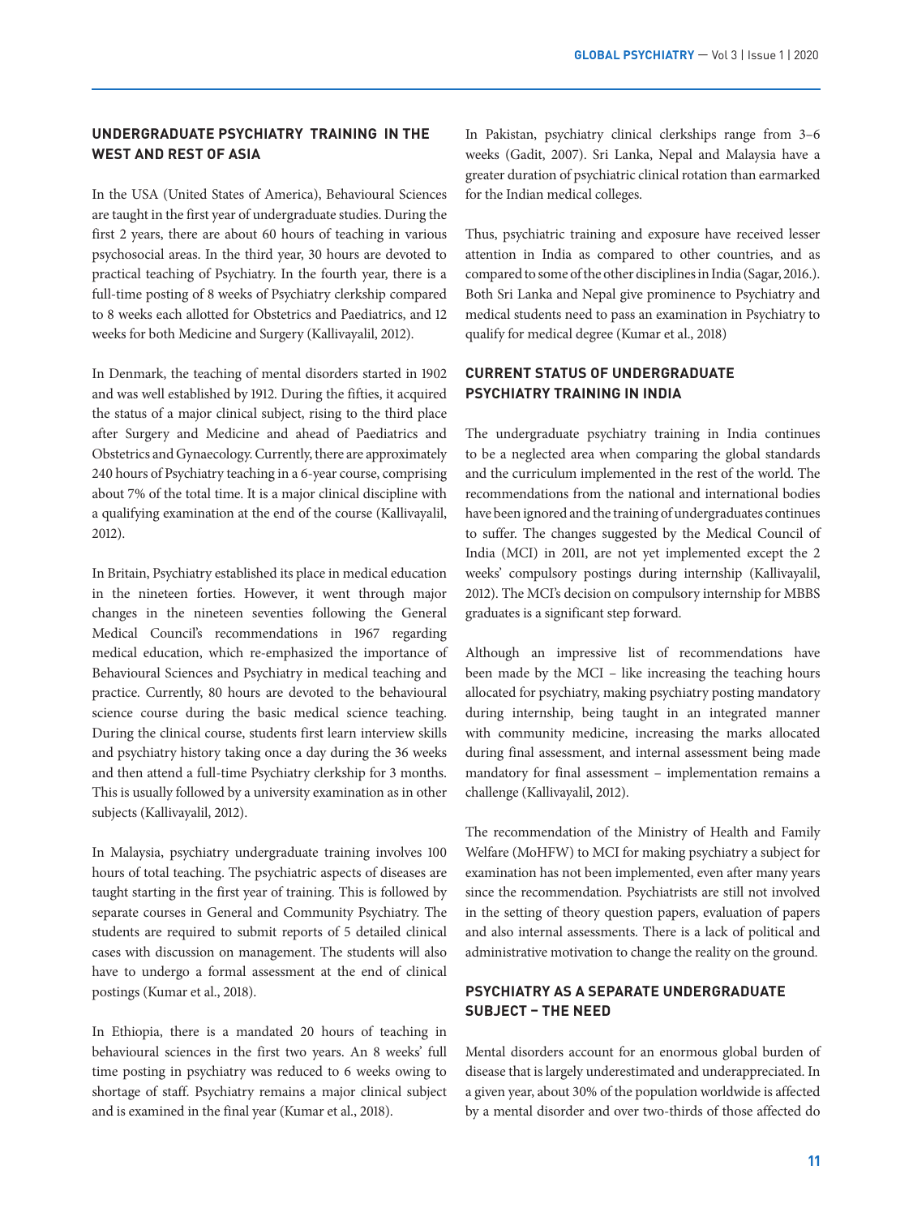## UNDERGRADUATE PSYCHIATRY TRAINING IN THE WEST AND REST OF ASIA

In the USA (United States of America), Behavioural Sciences are taught in the first year of undergraduate studies. During the first 2 years, there are about 60 hours of teaching in various psychosocial areas. In the third year, 30 hours are devoted to practical teaching of Psychiatry. In the fourth year, there is a full-time posting of 8 weeks of Psychiatry clerkship compared to 8 weeks each allotted for Obstetrics and Paediatrics, and 12 weeks for both Medicine and Surgery (Kallivayalil, 2012).

In Denmark, the teaching of mental disorders started in 1902 and was well established by 1912. During the fifties, it acquired the status of a major clinical subject, rising to the third place after Surgery and Medicine and ahead of Paediatrics and Obstetrics and Gynaecology. Currently, there are approximately 240 hours of Psychiatry teaching in a 6-year course, comprising about 7% of the total time. It is a major clinical discipline with a qualifying examination at the end of the course (Kallivayalil, 2012).

In Britain, Psychiatry established its place in medical education in the nineteen forties. However, it went through major changes in the nineteen seventies following the General Medical Council's recommendations in 1967 regarding medical education, which re-emphasized the importance of Behavioural Sciences and Psychiatry in medical teaching and practice. Currently, 80 hours are devoted to the behavioural science course during the basic medical science teaching. During the clinical course, students first learn interview skills and psychiatry history taking once a day during the 36 weeks and then attend a full-time Psychiatry clerkship for 3 months. This is usually followed by a university examination as in other subjects (Kallivayalil, 2012).

In Malaysia, psychiatry undergraduate training involves 100 hours of total teaching. The psychiatric aspects of diseases are taught starting in the first year of training. This is followed by separate courses in General and Community Psychiatry. The students are required to submit reports of 5 detailed clinical cases with discussion on management. The students will also have to undergo a formal assessment at the end of clinical postings (Kumar et al., 2018).

In Ethiopia, there is a mandated 20 hours of teaching in behavioural sciences in the first two years. An 8 weeks' full time posting in psychiatry was reduced to 6 weeks owing to shortage of staff. Psychiatry remains a major clinical subject and is examined in the final year (Kumar et al., 2018).

In Pakistan, psychiatry clinical clerkships range from 3–6 weeks (Gadit, 2007). Sri Lanka, Nepal and Malaysia have a greater duration of psychiatric clinical rotation than earmarked for the Indian medical colleges.

Thus, psychiatric training and exposure have received lesser attention in India as compared to other countries, and as compared to some of the other disciplines in India (Sagar, 2016.). Both Sri Lanka and Nepal give prominence to Psychiatry and medical students need to pass an examination in Psychiatry to qualify for medical degree (Kumar et al., 2018)

## CURRENT STATUS OF UNDERGRADUATE PSYCHIATRY TRAINING IN INDIA

The undergraduate psychiatry training in India continues to be a neglected area when comparing the global standards and the curriculum implemented in the rest of the world. The recommendations from the national and international bodies have been ignored and the training of undergraduates continues to suffer. The changes suggested by the Medical Council of India (MCI) in 2011, are not yet implemented except the 2 weeks' compulsory postings during internship (Kallivayalil, 2012). The MCI's decision on compulsory internship for MBBS graduates is a significant step forward.

Although an impressive list of recommendations have been made by the MCI – like increasing the teaching hours allocated for psychiatry, making psychiatry posting mandatory during internship, being taught in an integrated manner with community medicine, increasing the marks allocated during final assessment, and internal assessment being made mandatory for final assessment – implementation remains a challenge (Kallivayalil, 2012).

The recommendation of the Ministry of Health and Family Welfare (MoHFW) to MCI for making psychiatry a subject for examination has not been implemented, even after many years since the recommendation. Psychiatrists are still not involved in the setting of theory question papers, evaluation of papers and also internal assessments. There is a lack of political and administrative motivation to change the reality on the ground.

## PSYCHIATRY AS A SEPARATE UNDERGRADUATE SUBJECT – THE NEED

Mental disorders account for an enormous global burden of disease that is largely underestimated and underappreciated. In a given year, about 30% of the population worldwide is affected by a mental disorder and over two-thirds of those affected do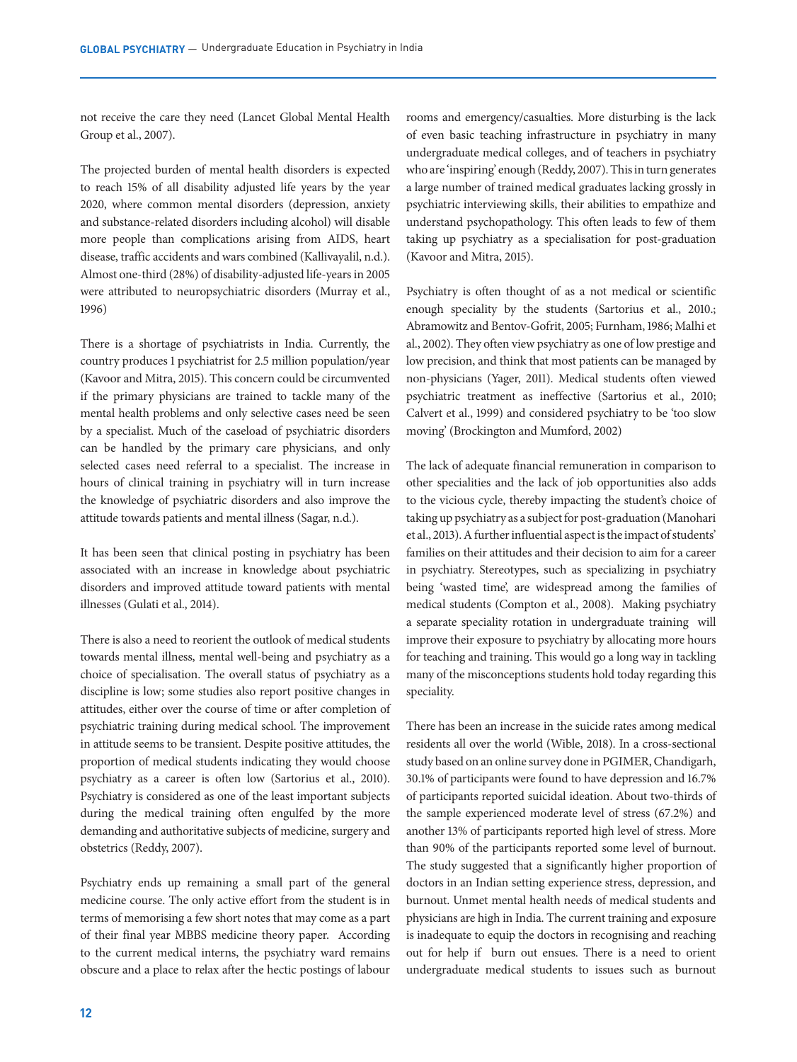not receive the care they need (Lancet Global Mental Health Group et al., 2007).

The projected burden of mental health disorders is expected to reach 15% of all disability adjusted life years by the year 2020, where common mental disorders (depression, anxiety and substance-related disorders including alcohol) will disable more people than complications arising from AIDS, heart disease, traffic accidents and wars combined (Kallivayalil, n.d.). Almost one-third (28%) of disability-adjusted life-years in 2005 were attributed to neuropsychiatric disorders (Murray et al., 1996)

There is a shortage of psychiatrists in India. Currently, the country produces 1 psychiatrist for 2.5 million population/year (Kavoor and Mitra, 2015). This concern could be circumvented if the primary physicians are trained to tackle many of the mental health problems and only selective cases need be seen by a specialist. Much of the caseload of psychiatric disorders can be handled by the primary care physicians, and only selected cases need referral to a specialist. The increase in hours of clinical training in psychiatry will in turn increase the knowledge of psychiatric disorders and also improve the attitude towards patients and mental illness (Sagar, n.d.).

It has been seen that clinical posting in psychiatry has been associated with an increase in knowledge about psychiatric disorders and improved attitude toward patients with mental illnesses (Gulati et al., 2014).

There is also a need to reorient the outlook of medical students towards mental illness, mental well-being and psychiatry as a choice of specialisation. The overall status of psychiatry as a discipline is low; some studies also report positive changes in attitudes, either over the course of time or after completion of psychiatric training during medical school. The improvement in attitude seems to be transient. Despite positive attitudes, the proportion of medical students indicating they would choose psychiatry as a career is often low (Sartorius et al., 2010). Psychiatry is considered as one of the least important subjects during the medical training often engulfed by the more demanding and authoritative subjects of medicine, surgery and obstetrics (Reddy, 2007).

Psychiatry ends up remaining a small part of the general medicine course. The only active effort from the student is in terms of memorising a few short notes that may come as a part of their final year MBBS medicine theory paper. According to the current medical interns, the psychiatry ward remains obscure and a place to relax after the hectic postings of labour rooms and emergency/casualties. More disturbing is the lack of even basic teaching infrastructure in psychiatry in many undergraduate medical colleges, and of teachers in psychiatry who are 'inspiring' enough (Reddy, 2007). This in turn generates a large number of trained medical graduates lacking grossly in psychiatric interviewing skills, their abilities to empathize and understand psychopathology. This often leads to few of them taking up psychiatry as a specialisation for post-graduation (Kavoor and Mitra, 2015).

Psychiatry is often thought of as a not medical or scientific enough speciality by the students (Sartorius et al., 2010.; Abramowitz and Bentov-Gofrit, 2005; Furnham, 1986; Malhi et al., 2002). They often view psychiatry as one of low prestige and low precision, and think that most patients can be managed by non-physicians (Yager, 2011). Medical students often viewed psychiatric treatment as ineffective (Sartorius et al., 2010; Calvert et al., 1999) and considered psychiatry to be 'too slow moving' (Brockington and Mumford, 2002)

The lack of adequate financial remuneration in comparison to other specialities and the lack of job opportunities also adds to the vicious cycle, thereby impacting the student's choice of taking up psychiatry as a subject for post-graduation (Manohari et al., 2013). A further influential aspect is the impact of students' families on their attitudes and their decision to aim for a career in psychiatry. Stereotypes, such as specializing in psychiatry being 'wasted time', are widespread among the families of medical students (Compton et al., 2008). Making psychiatry a separate speciality rotation in undergraduate training will improve their exposure to psychiatry by allocating more hours for teaching and training. This would go a long way in tackling many of the misconceptions students hold today regarding this speciality.

There has been an increase in the suicide rates among medical residents all over the world (Wible, 2018). In a cross-sectional study based on an online survey done in PGIMER, Chandigarh, 30.1% of participants were found to have depression and 16.7% of participants reported suicidal ideation. About two-thirds of the sample experienced moderate level of stress (67.2%) and another 13% of participants reported high level of stress. More than 90% of the participants reported some level of burnout. The study suggested that a significantly higher proportion of doctors in an Indian setting experience stress, depression, and burnout. Unmet mental health needs of medical students and physicians are high in India. The current training and exposure is inadequate to equip the doctors in recognising and reaching out for help if burn out ensues. There is a need to orient undergraduate medical students to issues such as burnout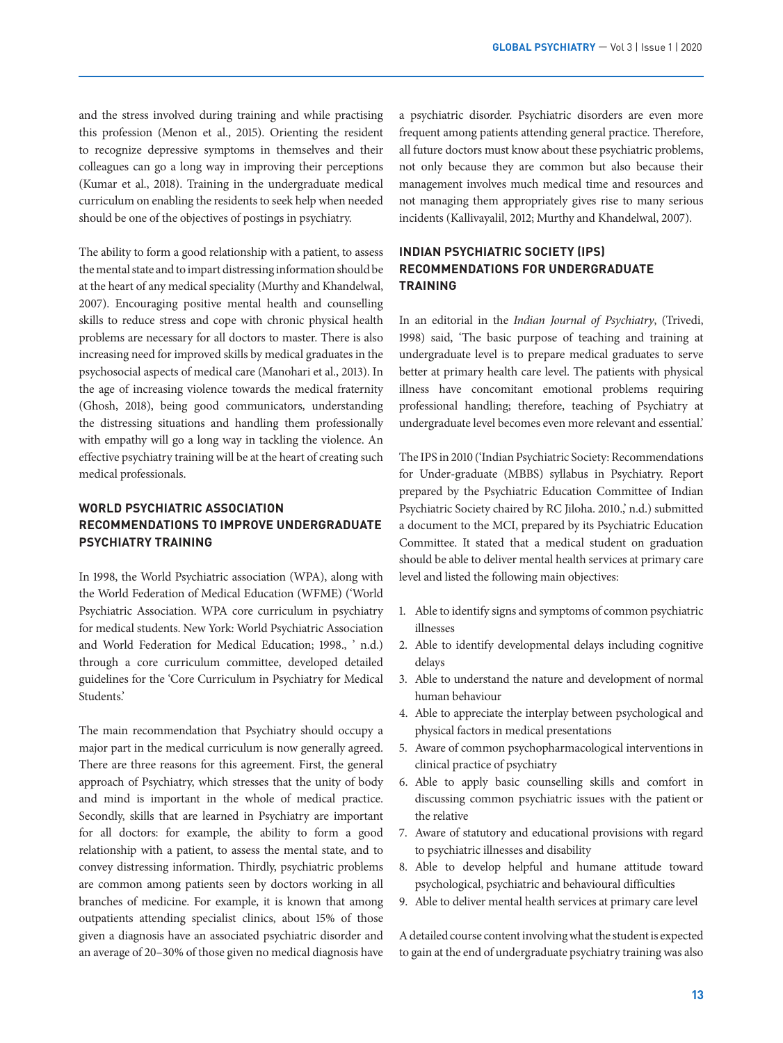and the stress involved during training and while practising this profession (Menon et al., 2015). Orienting the resident to recognize depressive symptoms in themselves and their colleagues can go a long way in improving their perceptions (Kumar et al., 2018). Training in the undergraduate medical curriculum on enabling the residents to seek help when needed should be one of the objectives of postings in psychiatry.

The ability to form a good relationship with a patient, to assess the mental state and to impart distressing information should be at the heart of any medical speciality (Murthy and Khandelwal, 2007). Encouraging positive mental health and counselling skills to reduce stress and cope with chronic physical health problems are necessary for all doctors to master. There is also increasing need for improved skills by medical graduates in the psychosocial aspects of medical care (Manohari et al., 2013). In the age of increasing violence towards the medical fraternity (Ghosh, 2018), being good communicators, understanding the distressing situations and handling them professionally with empathy will go a long way in tackling the violence. An effective psychiatry training will be at the heart of creating such medical professionals.

## WORLD PSYCHIATRIC ASSOCIATION RECOMMENDATIONS TO IMPROVE UNDERGRADUATE PSYCHIATRY TRAINING

In 1998, the World Psychiatric association (WPA), along with the World Federation of Medical Education (WFME) ('World Psychiatric Association. WPA core curriculum in psychiatry for medical students. New York: World Psychiatric Association and World Federation for Medical Education; 1998., ' n.d.) through a core curriculum committee, developed detailed guidelines for the 'Core Curriculum in Psychiatry for Medical Students.'

The main recommendation that Psychiatry should occupy a major part in the medical curriculum is now generally agreed. There are three reasons for this agreement. First, the general approach of Psychiatry, which stresses that the unity of body and mind is important in the whole of medical practice. Secondly, skills that are learned in Psychiatry are important for all doctors: for example, the ability to form a good relationship with a patient, to assess the mental state, and to convey distressing information. Thirdly, psychiatric problems are common among patients seen by doctors working in all branches of medicine. For example, it is known that among outpatients attending specialist clinics, about 15% of those given a diagnosis have an associated psychiatric disorder and an average of 20–30% of those given no medical diagnosis have a psychiatric disorder. Psychiatric disorders are even more frequent among patients attending general practice. Therefore, all future doctors must know about these psychiatric problems, not only because they are common but also because their management involves much medical time and resources and not managing them appropriately gives rise to many serious incidents (Kallivayalil, 2012; Murthy and Khandelwal, 2007).

## INDIAN PSYCHIATRIC SOCIETY (IPS) RECOMMENDATIONS FOR UNDERGRADUATE TRAINING

In an editorial in the *Indian Journal of Psychiatry*, (Trivedi, 1998) said, 'The basic purpose of teaching and training at undergraduate level is to prepare medical graduates to serve better at primary health care level. The patients with physical illness have concomitant emotional problems requiring professional handling; therefore, teaching of Psychiatry at undergraduate level becomes even more relevant and essential.'

The IPS in 2010 ('Indian Psychiatric Society: Recommendations for Under-graduate (MBBS) syllabus in Psychiatry. Report prepared by the Psychiatric Education Committee of Indian Psychiatric Society chaired by RC Jiloha. 2010.,' n.d.) submitted a document to the MCI, prepared by its Psychiatric Education Committee. It stated that a medical student on graduation should be able to deliver mental health services at primary care level and listed the following main objectives:

1. Able to identify signs and symptoms of common psychiatric illnesses
2. Able to identify developmental delays including cognitive delays
3. Able to understand the nature and development of normal human behaviour
4. Able to appreciate the interplay between psychological and physical factors in medical presentations
5. Aware of common psychopharmacological interventions in clinical practice of psychiatry
6. Able to apply basic counselling skills and comfort in discussing common psychiatric issues with the patient or the relative
7. Aware of statutory and educational provisions with regard to psychiatric illnesses and disability
8. Able to develop helpful and humane attitude toward psychological, psychiatric and behavioural difficulties
9. Able to deliver mental health services at primary care level

A detailed course content involving what the student is expected to gain at the end of undergraduate psychiatry training was also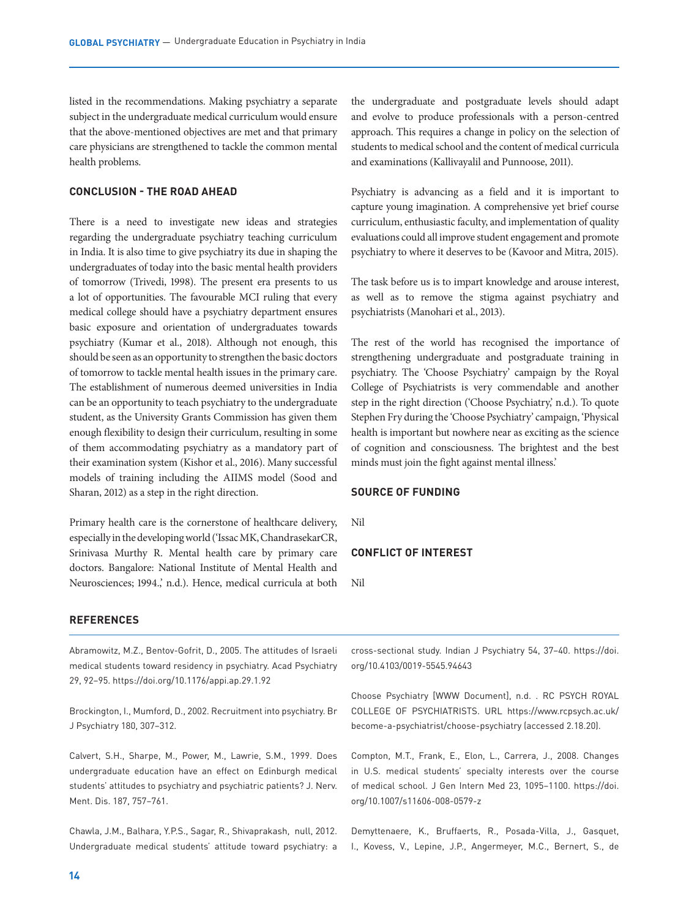listed in the recommendations. Making psychiatry a separate subject in the undergraduate medical curriculum would ensure that the above-mentioned objectives are met and that primary care physicians are strengthened to tackle the common mental health problems.

## CONCLUSION - THE ROAD AHEAD

There is a need to investigate new ideas and strategies regarding the undergraduate psychiatry teaching curriculum in India. It is also time to give psychiatry its due in shaping the undergraduates of today into the basic mental health providers of tomorrow (Trivedi, 1998). The present era presents to us a lot of opportunities. The favourable MCI ruling that every medical college should have a psychiatry department ensures basic exposure and orientation of undergraduates towards psychiatry (Kumar et al., 2018). Although not enough, this should be seen as an opportunity to strengthen the basic doctors of tomorrow to tackle mental health issues in the primary care. The establishment of numerous deemed universities in India can be an opportunity to teach psychiatry to the undergraduate student, as the University Grants Commission has given them enough flexibility to design their curriculum, resulting in some of them accommodating psychiatry as a mandatory part of their examination system (Kishor et al., 2016). Many successful models of training including the AIIMS model (Sood and Sharan, 2012) as a step in the right direction.

Primary health care is the cornerstone of healthcare delivery, especially in the developing world ('Issac MK, ChandrasekarCR, Srinivasa Murthy R. Mental health care by primary care doctors. Bangalore: National Institute of Mental Health and Neurosciences; 1994.,' n.d.). Hence, medical curricula at both the undergraduate and postgraduate levels should adapt and evolve to produce professionals with a person-centred approach. This requires a change in policy on the selection of students to medical school and the content of medical curricula and examinations (Kallivayalil and Punnoose, 2011).

Psychiatry is advancing as a field and it is important to capture young imagination. A comprehensive yet brief course curriculum, enthusiastic faculty, and implementation of quality evaluations could all improve student engagement and promote psychiatry to where it deserves to be (Kavoor and Mitra, 2015).

The task before us is to impart knowledge and arouse interest, as well as to remove the stigma against psychiatry and psychiatrists (Manohari et al., 2013).

The rest of the world has recognised the importance of strengthening undergraduate and postgraduate training in psychiatry. The 'Choose Psychiatry' campaign by the Royal College of Psychiatrists is very commendable and another step in the right direction ('Choose Psychiatry,' n.d.). To quote Stephen Fry during the 'Choose Psychiatry' campaign, 'Physical health is important but nowhere near as exciting as the science of cognition and consciousness. The brightest and the best minds must join the fight against mental illness.'

## SOURCE OF FUNDING

Nil

## CONFLICT OF INTEREST

Nil

## REFERENCES

Abramowitz, M.Z., Bentov-Gofrit, D., 2005. The attitudes of Israeli medical students toward residency in psychiatry. Acad Psychiatry 29, 92–95. https://doi.org/10.1176/appi.ap.29.1.92

Brockington, I., Mumford, D., 2002. Recruitment into psychiatry. Br J Psychiatry 180, 307–312.

Calvert, S.H., Sharpe, M., Power, M., Lawrie, S.M., 1999. Does undergraduate education have an effect on Edinburgh medical students' attitudes to psychiatry and psychiatric patients? J. Nerv. Ment. Dis. 187, 757–761.

Chawla, J.M., Balhara, Y.P.S., Sagar, R., Shivaprakash, null, 2012. Undergraduate medical students' attitude toward psychiatry: a cross-sectional study. Indian J Psychiatry 54, 37–40. https://doi.org/10.4103/0019-5545.94643

Choose Psychiatry [WWW Document], n.d. . RC PSYCH ROYAL COLLEGE OF PSYCHIATRISTS. URL https://www.rcpsych.ac.uk/become-a-psychiatrist/choose-psychiatry (accessed 2.18.20).

Compton, M.T., Frank, E., Elon, L., Carrera, J., 2008. Changes in U.S. medical students' specialty interests over the course of medical school. J Gen Intern Med 23, 1095–1100. https://doi.org/10.1007/s11606-008-0579-z

Demyttenaere, K., Bruffaerts, R., Posada-Villa, J., Gasquet, I., Kovess, V., Lepine, J.P., Angermeyer, M.C., Bernert, S., de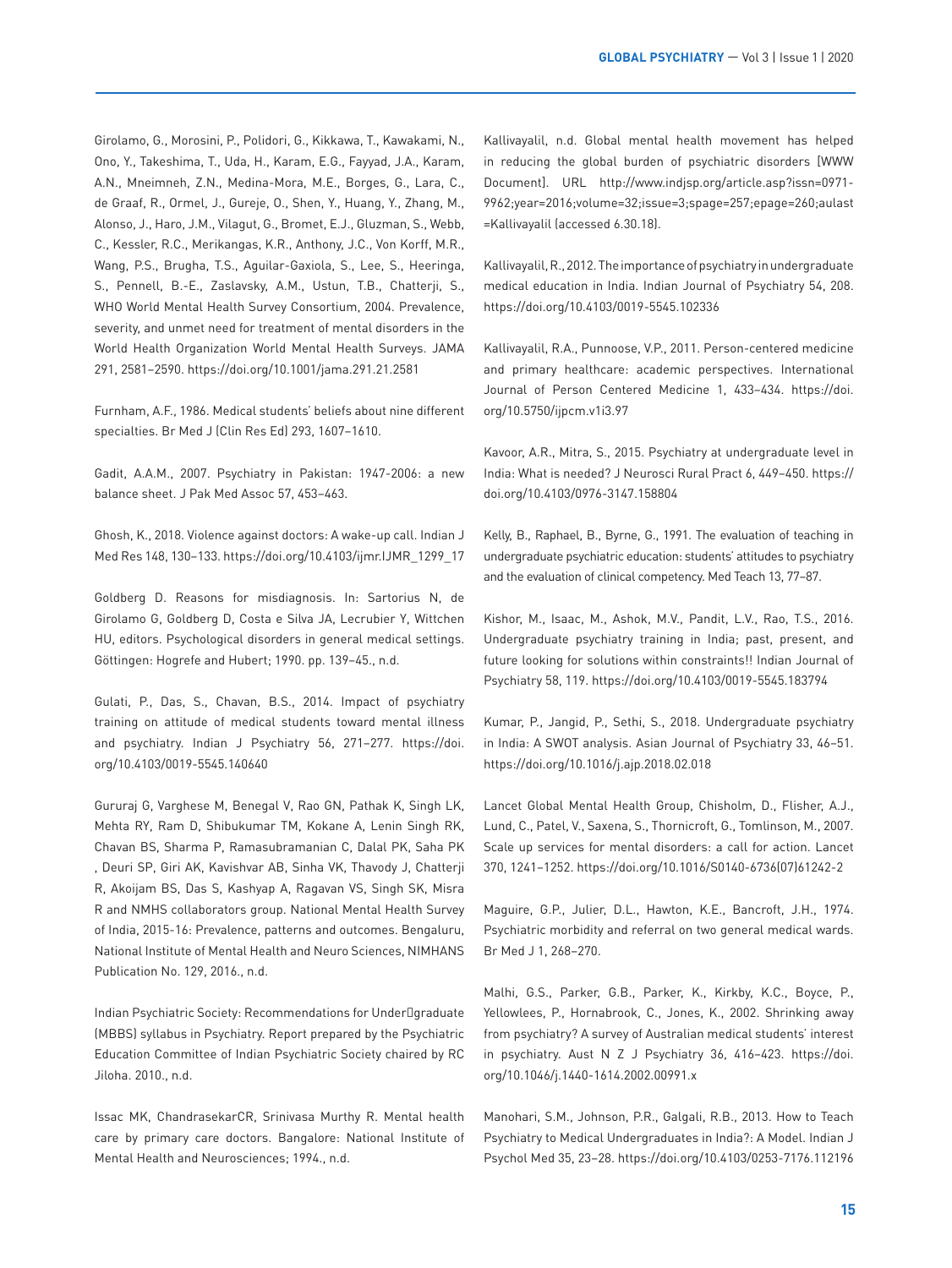Girolamo, G., Morosini, P., Polidori, G., Kikkawa, T., Kawakami, N., Ono, Y., Takeshima, T., Uda, H., Karam, E.G., Fayyad, J.A., Karam, A.N., Mneimneh, Z.N., Medina-Mora, M.E., Borges, G., Lara, C., de Graaf, R., Ormel, J., Gureje, O., Shen, Y., Huang, Y., Zhang, M., Alonso, J., Haro, J.M., Vilagut, G., Bromet, E.J., Gluzman, S., Webb, C., Kessler, R.C., Merikangas, K.R., Anthony, J.C., Von Korff, M.R., Wang, P.S., Brugha, T.S., Aguilar-Gaxiola, S., Lee, S., Heeringa, S., Pennell, B.-E., Zaslavsky, A.M., Ustun, T.B., Chatterji, S., WHO World Mental Health Survey Consortium, 2004. Prevalence, severity, and unmet need for treatment of mental disorders in the World Health Organization World Mental Health Surveys. JAMA 291, 2581–2590. https://doi.org/10.1001/jama.291.21.2581

Furnham, A.F., 1986. Medical students' beliefs about nine different specialties. Br Med J (Clin Res Ed) 293, 1607–1610.

Gadit, A.A.M., 2007. Psychiatry in Pakistan: 1947-2006: a new balance sheet. J Pak Med Assoc 57, 453–463.

Ghosh, K., 2018. Violence against doctors: A wake-up call. Indian J Med Res 148, 130–133. https://doi.org/10.4103/ijmr.IJMR_1299_17

Goldberg D. Reasons for misdiagnosis. In: Sartorius N, de Girolamo G, Goldberg D, Costa e Silva JA, Lecrubier Y, Wittchen HU, editors. Psychological disorders in general medical settings. Göttingen: Hogrefe and Hubert; 1990. pp. 139–45., n.d.

Gulati, P., Das, S., Chavan, B.S., 2014. Impact of psychiatry training on attitude of medical students toward mental illness and psychiatry. Indian J Psychiatry 56, 271–277. https://doi.org/10.4103/0019-5545.140640

Gururaj G, Varghese M, Benegal V, Rao GN, Pathak K, Singh LK, Mehta RY, Ram D, Shibukumar TM, Kokane A, Lenin Singh RK, Chavan BS, Sharma P, Ramasubramanian C, Dalal PK, Saha PK , Deuri SP, Giri AK, Kavishvar AB, Sinha VK, Thavody J, Chatterji R, Akoijam BS, Das S, Kashyap A, Ragavan VS, Singh SK, Misra R and NMHS collaborators group. National Mental Health Survey of India, 2015-16: Prevalence, patterns and outcomes. Bengaluru, National Institute of Mental Health and Neuro Sciences, NIMHANS Publication No. 129, 2016., n.d.

Indian Psychiatric Society: Recommendations for Under‐graduate (MBBS) syllabus in Psychiatry. Report prepared by the Psychiatric Education Committee of Indian Psychiatric Society chaired by RC Jiloha. 2010., n.d.

Issac MK, ChandrasekarCR, Srinivasa Murthy R. Mental health care by primary care doctors. Bangalore: National Institute of Mental Health and Neurosciences; 1994., n.d.

Kallivayalil, n.d. Global mental health movement has helped in reducing the global burden of psychiatric disorders [WWW Document]. URL http://www.indjsp.org/article.asp?issn=0971-9962;year=2016;volume=32;issue=3;spage=257;epage=260;aulast=Kallivayalil (accessed 6.30.18).

Kallivayalil, R., 2012. The importance of psychiatry in undergraduate medical education in India. Indian Journal of Psychiatry 54, 208. https://doi.org/10.4103/0019-5545.102336

Kallivayalil, R.A., Punnoose, V.P., 2011. Person-centered medicine and primary healthcare: academic perspectives. International Journal of Person Centered Medicine 1, 433–434. https://doi.org/10.5750/ijpcm.v1i3.97

Kavoor, A.R., Mitra, S., 2015. Psychiatry at undergraduate level in India: What is needed? J Neurosci Rural Pract 6, 449–450. https://doi.org/10.4103/0976-3147.158804

Kelly, B., Raphael, B., Byrne, G., 1991. The evaluation of teaching in undergraduate psychiatric education: students' attitudes to psychiatry and the evaluation of clinical competency. Med Teach 13, 77–87.

Kishor, M., Isaac, M., Ashok, M.V., Pandit, L.V., Rao, T.S., 2016. Undergraduate psychiatry training in India; past, present, and future looking for solutions within constraints!! Indian Journal of Psychiatry 58, 119. https://doi.org/10.4103/0019-5545.183794

Kumar, P., Jangid, P., Sethi, S., 2018. Undergraduate psychiatry in India: A SWOT analysis. Asian Journal of Psychiatry 33, 46–51. https://doi.org/10.1016/j.ajp.2018.02.018

Lancet Global Mental Health Group, Chisholm, D., Flisher, A.J., Lund, C., Patel, V., Saxena, S., Thornicroft, G., Tomlinson, M., 2007. Scale up services for mental disorders: a call for action. Lancet 370, 1241–1252. https://doi.org/10.1016/S0140-6736(07)61242-2

Maguire, G.P., Julier, D.L., Hawton, K.E., Bancroft, J.H., 1974. Psychiatric morbidity and referral on two general medical wards. Br Med J 1, 268–270.

Malhi, G.S., Parker, G.B., Parker, K., Kirkby, K.C., Boyce, P., Yellowlees, P., Hornabrook, C., Jones, K., 2002. Shrinking away from psychiatry? A survey of Australian medical students' interest in psychiatry. Aust N Z J Psychiatry 36, 416–423. https://doi.org/10.1046/j.1440-1614.2002.00991.x

Manohari, S.M., Johnson, P.R., Galgali, R.B., 2013. How to Teach Psychiatry to Medical Undergraduates in India?: A Model. Indian J Psychol Med 35, 23–28. https://doi.org/10.4103/0253-7176.112196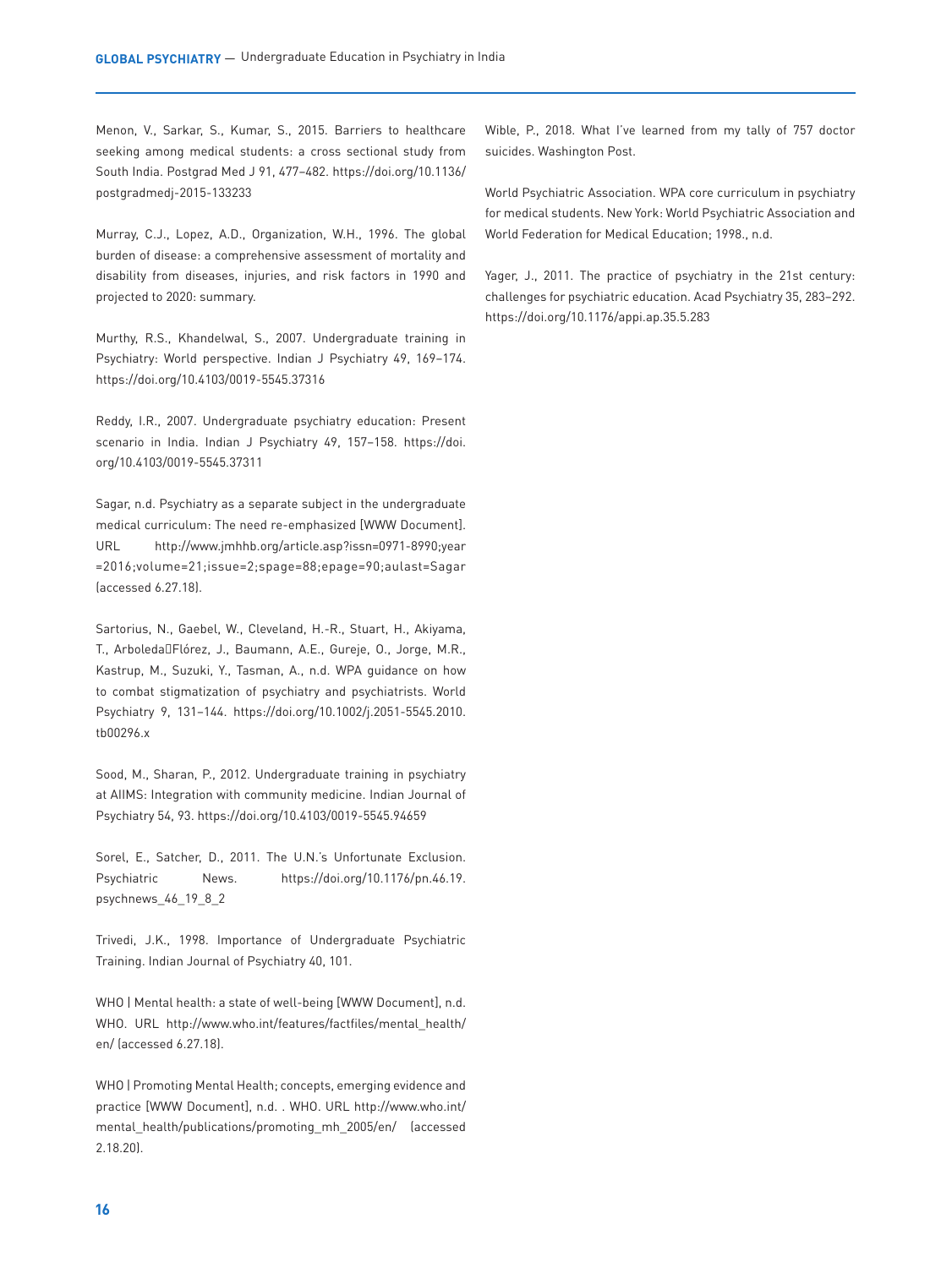Menon, V., Sarkar, S., Kumar, S., 2015. Barriers to healthcare seeking among medical students: a cross sectional study from South India. Postgrad Med J 91, 477–482. https://doi.org/10.1136/postgradmedj-2015-133233

Murray, C.J., Lopez, A.D., Organization, W.H., 1996. The global burden of disease: a comprehensive assessment of mortality and disability from diseases, injuries, and risk factors in 1990 and projected to 2020: summary.

Murthy, R.S., Khandelwal, S., 2007. Undergraduate training in Psychiatry: World perspective. Indian J Psychiatry 49, 169–174. https://doi.org/10.4103/0019-5545.37316

Reddy, I.R., 2007. Undergraduate psychiatry education: Present scenario in India. Indian J Psychiatry 49, 157–158. https://doi.org/10.4103/0019-5545.37311

Sagar, n.d. Psychiatry as a separate subject in the undergraduate medical curriculum: The need re-emphasized [WWW Document]. URL http://www.jmhhb.org/article.asp?issn=0971-8990;year=2016;volume=21;issue=2;spage=88;epage=90;aulast=Sagar (accessed 6.27.18).

Sartorius, N., Gaebel, W., Cleveland, H.-R., Stuart, H., Akiyama, T., Arboleda‐Flórez, J., Baumann, A.E., Gureje, O., Jorge, M.R., Kastrup, M., Suzuki, Y., Tasman, A., n.d. WPA guidance on how to combat stigmatization of psychiatry and psychiatrists. World Psychiatry 9, 131–144. https://doi.org/10.1002/j.2051-5545.2010.tb00296.x

Sood, M., Sharan, P., 2012. Undergraduate training in psychiatry at AIIMS: Integration with community medicine. Indian Journal of Psychiatry 54, 93. https://doi.org/10.4103/0019-5545.94659

Sorel, E., Satcher, D., 2011. The U.N.'s Unfortunate Exclusion. Psychiatric News. https://doi.org/10.1176/pn.46.19.psychnews_46_19_8_2

Trivedi, J.K., 1998. Importance of Undergraduate Psychiatric Training. Indian Journal of Psychiatry 40, 101.

WHO | Mental health: a state of well-being [WWW Document], n.d. WHO. URL http://www.who.int/features/factfiles/mental_health/en/ (accessed 6.27.18).

WHO | Promoting Mental Health; concepts, emerging evidence and practice [WWW Document], n.d. . WHO. URL http://www.who.int/mental_health/publications/promoting_mh_2005/en/ (accessed 2.18.20).

Wible, P., 2018. What I've learned from my tally of 757 doctor suicides. Washington Post.

World Psychiatric Association. WPA core curriculum in psychiatry for medical students. New York: World Psychiatric Association and World Federation for Medical Education; 1998., n.d.

Yager, J., 2011. The practice of psychiatry in the 21st century: challenges for psychiatric education. Acad Psychiatry 35, 283–292. https://doi.org/10.1176/appi.ap.35.5.283